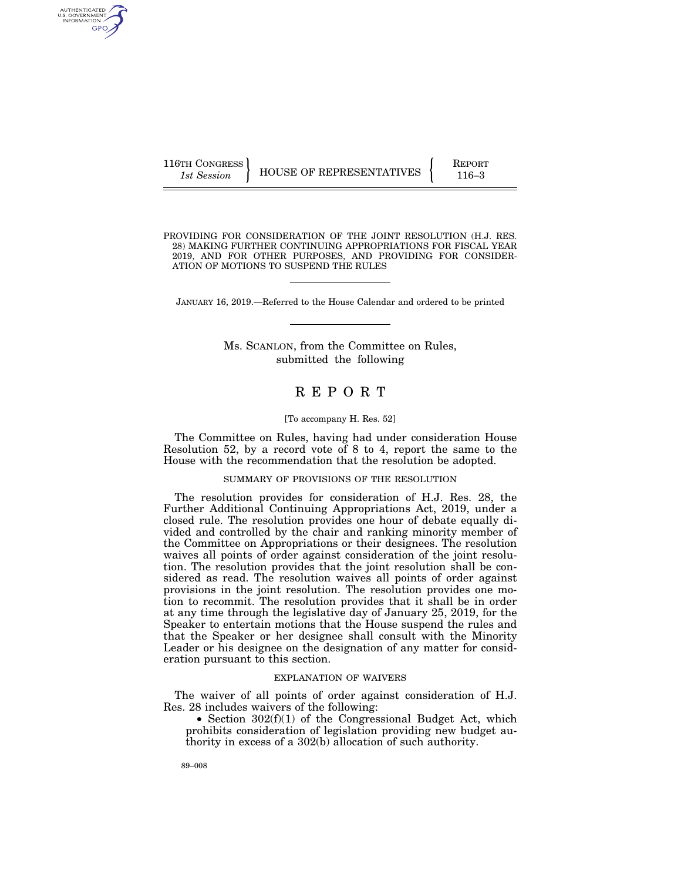116TH CONGRESS
*1st Session*

HOUSE OF REPRESENTATIVES

REPORT
116–3

PROVIDING FOR CONSIDERATION OF THE JOINT RESOLUTION (H.J. RES. 28) MAKING FURTHER CONTINUING APPROPRIATIONS FOR FISCAL YEAR 2019, AND FOR OTHER PURPOSES, AND PROVIDING FOR CONSIDERATION OF MOTIONS TO SUSPEND THE RULES

JANUARY 16, 2019.—Referred to the House Calendar and ordered to be printed

Ms. SCANLON, from the Committee on Rules, submitted the following

# REPORT

[To accompany H. Res. 52]

The Committee on Rules, having had under consideration House Resolution 52, by a record vote of 8 to 4, report the same to the House with the recommendation that the resolution be adopted.

## SUMMARY OF PROVISIONS OF THE RESOLUTION

The resolution provides for consideration of H.J. Res. 28, the Further Additional Continuing Appropriations Act, 2019, under a closed rule. The resolution provides one hour of debate equally divided and controlled by the chair and ranking minority member of the Committee on Appropriations or their designees. The resolution waives all points of order against consideration of the joint resolution. The resolution provides that the joint resolution shall be considered as read. The resolution waives all points of order against provisions in the joint resolution. The resolution provides one motion to recommit. The resolution provides that it shall be in order at any time through the legislative day of January 25, 2019, for the Speaker to entertain motions that the House suspend the rules and that the Speaker or her designee shall consult with the Minority Leader or his designee on the designation of any matter for consideration pursuant to this section.

## EXPLANATION OF WAIVERS

The waiver of all points of order against consideration of H.J. Res. 28 includes waivers of the following:

- Section 302(f)(1) of the Congressional Budget Act, which prohibits consideration of legislation providing new budget authority in excess of a 302(b) allocation of such authority.

89–008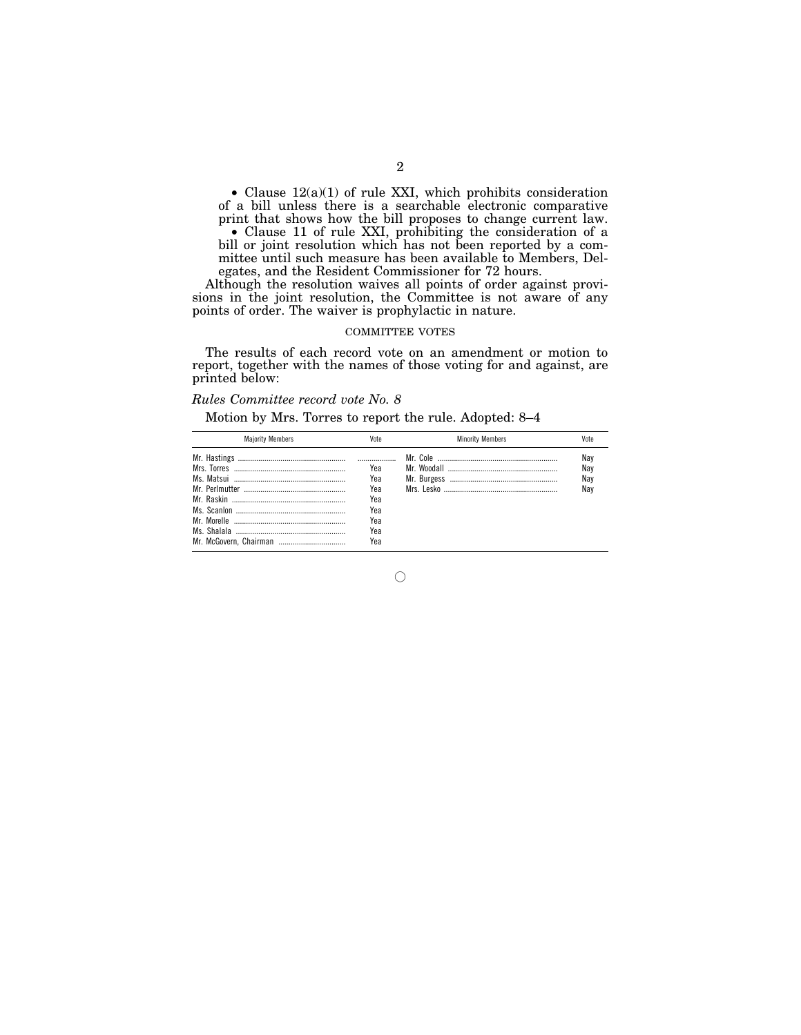- Clause 12(a)(1) of rule XXI, which prohibits consideration of a bill unless there is a searchable electronic comparative print that shows how the bill proposes to change current law.
- Clause 11 of rule XXI, prohibiting the consideration of a bill or joint resolution which has not been reported by a committee until such measure has been available to Members, Delegates, and the Resident Commissioner for 72 hours.

Although the resolution waives all points of order against provisions in the joint resolution, the Committee is not aware of any points of order. The waiver is prophylactic in nature.

## COMMITTEE VOTES

The results of each record vote on an amendment or motion to report, together with the names of those voting for and against, are printed below:

*Rules Committee record vote No. 8*

Motion by Mrs. Torres to report the rule. Adopted: 8–4

| Majority Members | Vote | Minority Members | Vote |
|---|---|---|---|
| Mr. Hastings | | Mr. Cole | Nay |
| Mrs. Torres | Yea | Mr. Woodall | Nay |
| Ms. Matsui | Yea | Mr. Burgess | Nay |
| Mr. Perlmutter | Yea | Mrs. Lesko | Nay |
| Mr. Raskin | Yea | | |
| Ms. Scanlon | Yea | | |
| Mr. Morelle | Yea | | |
| Ms. Shalala | Yea | | |
| Mr. McGovern, Chairman | Yea | | |